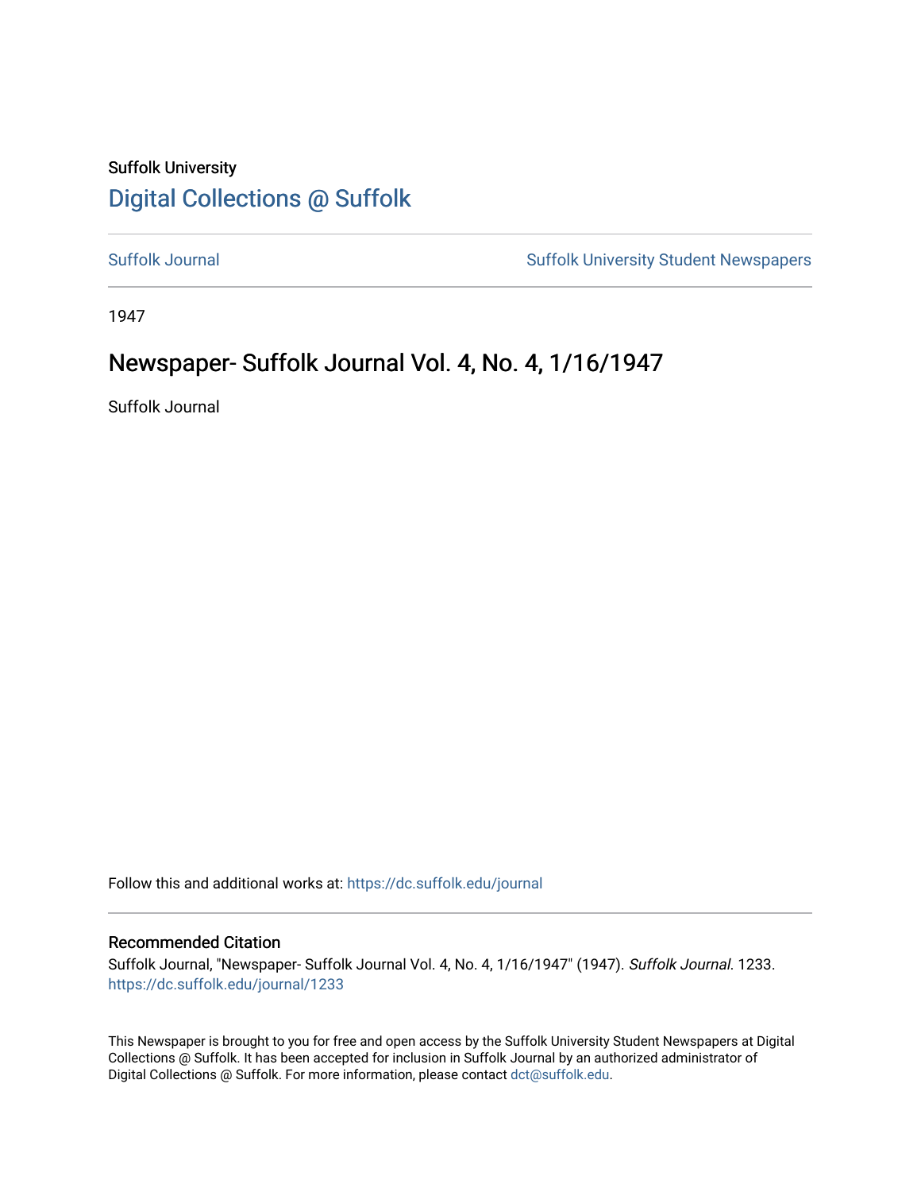Suffolk University

# Digital Collections @ Suffolk

Suffolk Journal | Suffolk University Student Newspapers

1947

## Newspaper- Suffolk Journal Vol. 4, No. 4, 1/16/1947

Suffolk Journal

Follow this and additional works at: https://dc.suffolk.edu/journal

### Recommended Citation

Suffolk Journal, "Newspaper- Suffolk Journal Vol. 4, No. 4, 1/16/1947" (1947). *Suffolk Journal*. 1233.
https://dc.suffolk.edu/journal/1233

This Newspaper is brought to you for free and open access by the Suffolk University Student Newspapers at Digital Collections @ Suffolk. It has been accepted for inclusion in Suffolk Journal by an authorized administrator of Digital Collections @ Suffolk. For more information, please contact dct@suffolk.edu.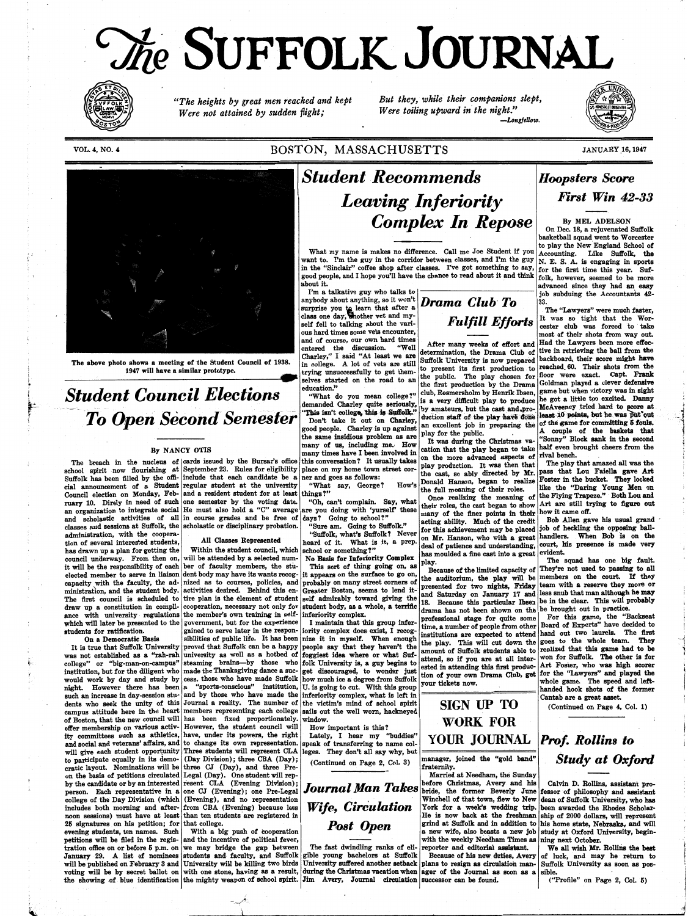# The SUFFOLK JOURNAL

*"The heights by great men reached and kept*
*Were not attained by sudden flight;*
*But they, while their companions slept,*
*Were toiling upward in the night."*
—*Longfellow.*

VOL. 4, NO. 4 — BOSTON, MASSACHUSETTS — JANUARY 16, 1947

The above photo shows a meeting of the Student Council of 1938. 1947 will have a similar prototype.

## Student Council Elections To Open Second Semester

By NANCY OTIS

The breach in the nucleus of school spirit now flourishing at Suffolk has been filled by the official announcement of a Student Council election on Monday, February 10. Direly in need of such an organization to integrate social and scholastic activities of all classes and sessions at Suffolk, the administration, with the cooperation of several interested students, has drawn up a plan for getting the council underway. From then on, it will be the responsibility of each elected member to serve in liaison capacity with the faculty, the administration, and the student body. The first council is scheduled to draw up a constitution in compliance with university regulations which will later be presented to the students for ratification.

**On a Democratic Basis**

It is true that Suffolk University was not established as a "rah-rah college" or "big-man-on-campus" institution, but for the diligent who would work by day and study by night. However there has been such an increase in day-session students who seek the unity of this campus attitude here in the heart of Boston, that the new council will offer membership on various activity committees such as athletics, and social and veterans' affairs, and will give each student opportunity to participate equally in its democratic layout. Nominations will be on the basis of petitions circulated by the candidate or by an interested person. Each representative in a college of the Day Division (which includes both morning and afternoon sessions) must have at least 25 signatures on his petition; for evening students, ten names. Such petitions will be filed in the registration office on or before 5 p.m. on January 29. A list of nominees will be published on February 3 and voting will be by secret ballot on the showing of blue identification cards issued by the Bursar's office September 23. Rules for eligibility include that each candidate be a regular student at the university and a resident student for at least one semester by the voting date. He must also hold a "C" average in course grades and be free of scholastic or disciplinary probation.

**All Classes Represented**

Within the student council, which will be attended by a selected number of faculty members, the student body may have its wants recognized as to courses, policies, and activities desired. Behind this entire plan is the element of student cooperation, necessary not only for the member's own training in self-government, but for the experience gained to serve later in the responsibilities of public life. It has been proved that Suffolk can be a happy university as well as a hotbed of steaming brains—by those who made the Thanksgiving dance a success, those who have made Suffolk a "sports-conscious" institution, and by those who have made the Journal a reality. The number of members representing each college has been fixed proportionately. However, the student council will have, under its powers, the right to change its own representation. Three students will represent CLA (Day Division); three CBA (Day); three CJ (Day), and three Pre-Legal (Day). One student will represent CLA (Evening Division); one CJ (Evening); one Pre-Legal (Evening), and no representation from CBA (Evening) because less than ten students are registered in that college.

With a big push of cooperation and the incentive of political fever, we may bridge the gap between students and faculty, and Suffolk University will be killing two birds with one stone, having as a result, the mighty weapon of school spirit.

## Student Recommends Leaving Inferiority Complex In Repose

What my name is makes no difference. Call me Joe Student if you want to. I'm the guy in the corridor between classes, and I'm the guy in the "Sinclair" coffee shop after classes. I've got something to say, good people, and I hope you'll have the chance to read about it and think about it.

I'm a talkative guy who talks to anybody about anything, so it won't surprise you to learn that after a class one day, another vet and myself fell to talking about the various hard times some vets encounter, and of course, our own hard times entered the discussion. "Well Charley," I said "At least we are in college. A lot of vets are still trying unsuccessfully to get themselves started on the road to an education."

"What do you mean college?" demanded Charley quite seriously, "This isn't college, this is Suffolk."

Don't take it out on Charley, good people. Charley is up against the same insidious problem as are many of us, including me. How many times have I been involved in this conversation? It usually takes place on my home town street corner and goes as follows:

"What say, George? How's things?"

"Oh, can't complain. Say, what are you doing with 'yurself' these days? Going to school?"

"Sure am. Going to Suffolk."

"Suffolk, what's Suffolk? Never heard of it. What is it, a prep. school or something?"

**No Basis for Inferiority Complex**

This sort of thing going on, as it appears on the surface to go on, probably on many street corners of Greater Boston, seems to lend itself admirably toward giving the student body, as a whole, a terrific inferiority complex.

I maintain that this group inferiority complex does exist, I recognize it in myself. When enough people say that they haven't the foggiest idea where or what Suffolk University is, a guy begins to get discouraged, to wonder just how much ice a degree from Suffolk U. is going to cut. With this group inferiority complex, what is left in the victim's mind of school spirit sails out the well worn, hackneyed window.

How important is this?

Lately, I hear my "buddies" speak of transferring to name colleges. They don't all say why, but

(Continued on Page 2, Col. 3)

## Drama Club To Fulfill Efforts

After many weeks of effort and determination, the Drama Club of Suffolk University is now prepared to present its first production to the public. The play chosen for the first production by the Drama club, Rosmersholm by Henrik Ibsen, is a very difficult play to produce by amateurs, but the cast and production staff of the play have done an excellent job in preparing the play for the public.

It was during the Christmas vacation that the play began to take on the more advanced aspects of play production. It was then that the cast, so ably directed by Mr. Donald Hanson, began to realize the full meaning of their roles.

Once realizing the meaning of their roles, the cast began to show many of the finer points in their acting ability. Much of the credit for this achievement may be placed on Mr. Hanson, who with a great deal of patience and understanding, has moulded a fine cast into a great play.

Because of the limited capacity of the auditorium, the play will be presented for two nights, Friday and Saturday on January 17 and 18. Because this particular Ibsen drama has not been shown on the professional stage for quite some time, a number of people from other institutions are expected to attend the play. This will cut down the amount of Suffolk students able to attend, so if you are at all interested in attending this first production of your own Drama Club, get your tickets now.

## SIGN UP TO WORK FOR YOUR JOURNAL

## Journal Man Takes Wife, Circulation Post Open

The fast dwindling ranks of eligible young bachelors at Suffolk University suffered another setback during the Christmas vacation when Jim Avery, Journal circulation manager, joined the "gold band" fraternity.

Married at Needham, the Sunday before Christmas, Avery and his bride, the former Beverly June Winchell of that town, flew to New York for a week's wedding trip. He is now back at the freshman grind at Suffolk and in addition to a new wife, also boasts a new job with the weekly Needham Times as reporter and editorial assistant.

Because of his new duties, Avery plans to resign as circulation manager of the Journal as soon as a successor can be found.

## Hoopsters Score First Win 42-33

By MEL ADELSON

On Dec. 18, a rejuvenated Suffolk basketball squad went to Worcester to play the New England School of Accounting. Like Suffolk, the N. E. S. A. is engaging in sports for the first time this year. Suffolk, however, seemed to be more advanced since they had an easy job subduing the Accountants 42-33.

The "Lawyers" were much faster, It was so tight that the Worcester club was forced to take most of their shots from way out. Had the Lawyers been more effective in retrieving the ball from the backboard, their score might have reached 60. Their shots from the floor were exact. Capt. Frank Goldman played a clever defensive game but when victory was in sight he got a little too excited. Danny McAveeney tried hard to score at least 10 points, but he was put out of the game for committing 5 fouls. A couple of the baskets that "Sonny" Block sank in the second half even brought cheers from the rival bench.

The play that amazed all was the pass that Lou Faiella gave Art Foster in the bucket. They locked like the "Daring Young Men on the Flying Trapeze." Both Lou and Art are still trying to figure out how it came off.

Bob Allen gave his usual grand job of heckling the opposing ballhandlers. When Bob is on the court, his presence is made very evident.

The squad has one big fault. They're not used to passing to all members on the court. If they team with a reserve they more or less snub that man although he may be in the clear. This will probably be brought out in practice.

For this game, the "Backseat Board of Experts" have decided to hand out two laurels. The first goes to the whole team. They realized that this game had to be won for Suffolk. The other is for Art Foster, who was high scorer for the "Lawyers" and played the whole game. The speed and left-handed hook shots of the former Cantab are a great asset.

(Continued on Page 4, Col. 1)

## Prof. Rollins to Study at Oxford

Calvin D. Rollins, assistant professor of philosophy and assistant dean of Suffolk University, who has been awarded the Rhodes Scholarship of 2000 dollars, will represent his home state, Nebraska, and will study at Oxford University, beginning next October.

We all wish Mr. Rollins the best of luck, and may he return to Suffolk University as soon as possible.

("Profile" on Page 2, Col. 5)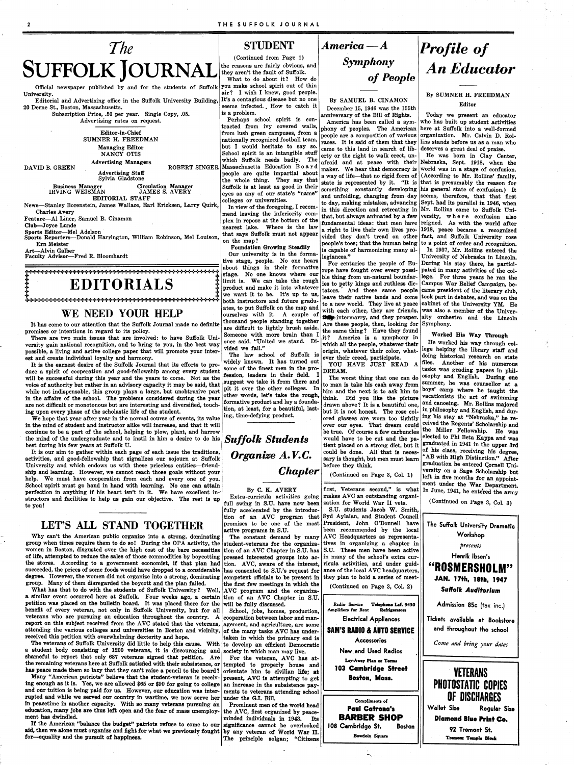# The SUFFOLK JOURNAL

Official newspaper published by and for the students of Suffolk University.

Editorial and Advertising office in the Suffolk University Building, 20 Derne St., Boston, Massachusetts.

Subscription Price, .50 per year. Single Copy, .05.

Advertising rates on request.

Editor-in-Chief
SUMNER H. FREEDMAN

Managing Editor
NANCY OTIS

Advertising Managers
DAVID B. GREEN — ROBERT SINGER

Advertising Staff
Sylvia Gladstone

Business Manager
IRVING WEISMAN

Circulation Manager
JAMES S. AVERY

EDITORIAL STAFF

News—Stanley Borenstein, James Wallace, Earl Ericksen, Larry Quirk, Charles Avery
Feature—Al Liner, Samuel B. Cinamon
Club—Joyce Lunde
Sports Editor—Mel Adelson
Sports Reporters—Donald Harrington, William Robinson, Mel Louison, Ern Meister
Art—Alvin Galber
Faculty Advisor—Fred R. Bloomhardt

# EDITORIALS

## WE NEED YOUR HELP

It has come to our attention that the Suffolk Journal made no definite promises or intentions in regard to its policy.

There are two main issues that are involved: to have Suffolk University gain national recognition, and to bring to you, in the best way possible, a living and active college paper that will promote your interest and create individual loyalty and harmony.

It is the earnest desire of the Suffolk Journal that its efforts to produce a spirit of cooperation and good-fellowship among every student will be successful during this year and the years to come. Not as the voice of authority but rather in an advisory capacity it may be said, that while not indispensable, this group plays a large, but unobtrusive part in the affairs of the school. The problems considered during the year are not difficult or monotonous but are interesting and diversified, touching upon every phase of the scholastic life of the student.

We hope that year after year in the normal course of events, its value in the mind of student and instructor alike will increase, and that it will continue to be a part of the school, helping to plow, plant, and harrow the mind of the undergraduate and to instil in him a desire to do his best during his few years at Suffolk U.

It is our aim to gather within each page of each issue the traditions, activities, and good-fellowship that signalizes our sojourn at Suffolk University and which endows us with these priceless entities—friendship and learning. However, we cannot reach those goals without your help. We must have cooperation from each and every one of you. School spirit must go hand in hand with learning. No one can attain perfection in anything if his heart isn't in it. We have excellent instructors and facilities to help us gain our objective. The rest is up to you!

## LET'S ALL STAND TOGETHER

Why can't the American public organize into a strong, dominating group when times require them to do so! During the OPA activity, the women in Boston, disgusted over the high cost of the bare necessities of life, attempted to reduce the sales of those commodities by boycotting the stores. According to a government economist, if that plan had succeeded, the prices of some foods would have dropped to a considerable degree. However, the women did not organize into a strong, dominating group. Many of them disregarded the boycott and the plan failed.

What has that to do with the students of Suffolk University? Well, a similar event occurred here at Suffolk. Four weeks ago, a certain petition was placed on the bulletin board. It was placed there for the benefit of every veteran, not only in Suffolk University, but for all veterans who are pursuing an education throughout the country. A report on this subject received from the AVC stated that the veterans, attending the various colleges and universities in Boston and vicinity, received this petition with overwhelming dexterity and hope.

The veterans of Suffolk University did little to help this cause. With a student body consisting of 1200 veterans, it is discouraging and shameful to report that only 687 veterans signed that petition. Are the remaining veterans here at Suffolk satisfied with their subsistence, or has peace made them so lazy that they can't raise a pencil to the board?

Many "American patriots" believe that the student-veteran is receiving enough as it is. Yes, we are allowed $65 or $90 for going to college and our tuition is being paid for us. However, our education was interrupted and while we served our country in wartime, we now serve her in peacetime in another capacity. With so many veterans pursuing an education, many jobs are thus left open and the fear of mass unemployment has dwindled.

If the American "balance the budget" patriots refuse to come to our aid, then we alone must organize and fight for what we previously fought for—equality and the pursuit of happiness.

## STUDENT

(Continued from Page 1)

the reasons are fairly obvious, and they aren't the fault of Suffolk.

What to do about it? How do you make school spirit out of thin air? I wish I knew, good people. It's a contagious disease but no one seems infected. How to catch it is a problem.

Perhaps school spirit is contracted from ivy covered walls, from lush green campuses, from a nationally recognized football team, but I would hesitate to say so. School spirit is an intangible stuff which Suffolk needs badly. The Massachusetts Education Board people are quite impartial about the whole thing. They say that Suffolk is at least as good in their eyes as any of our state's "name" colleges or universities.

In view of the foregoing, I recommend leaving the inferiority complex in repose at the bottom of the nearest lake. Where is the law that says Suffolk must not appear on the map?

**Foundation Growing Steadily**

Our university is in the formative stage, people. No one hears about things in their formative stage. No one knows where our limit is. We can take the rough product and make it into whatever we want it to be. It's up to us, both instructors and future graduates, to put Suffolk on the map and ourselves with it. A couple of thousand people standing together are difficult to lightly brush aside. Someone with more brain than I once said, "United we stand. Divided we fall."

The law school of Suffolk is widely known. It has turned out some of the finest men in the profession, leaders in their field. I suggest we take it from there and pit it over the other colleges. In other words, let's take the rough, formative product and lay a foundation, at least, for a beautiful, lasting, time-defying product.

## *Suffolk Students Organize A.V.C. Chapter*

By C. K. AVERY

Extra-curricula activities going full swing in S.U. have now been fully accelerated by the introduction of an AVC program that promises to be one of the most active programs in S.U.

The constant demand by many student-veterans for the organization of an AVC Chapter in S.U. has pressed interested groups into action. AVC, aware of the interest, has consented to S.U.'s request for competent officials to be present in the first few meetings in which the AVC program and the organization of an AVC Chapter in S.U. will be fully discussed.

School, jobs, homes, production, cooperation between labor and management, and agriculture, are some of the many tasks AVC has undertaken in which the primary end is to develop an efficient Democratic society in which man may live.

For the veteran, AVC has attempted to properly house and orientate him to civilian life; at present, AVC is attempting to get an increase in the subsistence payments to veterans attending school under the G.I. Bill.

Prominent men of the world head the AVC, first organized by peace-minded individuals in 1943. Its significance cannot be overlooked by any veteran of World War II. The principle solgan; "Citizens first, Veterans second," is what makes AVC an outstanding organization for World War II vets.

S.U. students Jacob W. Smith, Syd Aylaian, and Student Council President, John O'Donnell have been recommended by the local AVC Headquarters as representatives in organizing a chapter in S.U. These men have been active in many of the school's extra curricula activities, and under guidance of the local AVC headquarters, they plan to hold a series of meetings.

(Continued on Page 3, Col. 2)

## *America — A Symphony of People*

By SAMUEL B. CINAMON

December 15, 1946 was the 155th anniversary of the Bill of Rights.

America has been called a symphony of peoples. The American people are a composition of various races. It is said of them that they came to this land in search of liberty or the right to walk erect, unafraid and at peace with their maker. We hear that democracy is a way of life—that no rigid form of state is represented by it. "It is something constantly developing and unfolding, changing from day to day, making mistakes, advancing in this direction and retreating in that, but always animated by a few fundamental ideas: that men have a right to live their own lives provided they don't tread on other people's toes; that the human being is capable of harmonizing many allegiances."

For centuries the people of Europe have fought over every possible thing from un-natural boundaries to petty kings and ruthless dictators. And these same people leave their native lands and come to a new world. They live at peace with each other, they are friends, they intermarry, and they prosper. Are these people, then, looking for the same thing? Have they found it? America is a symphony in which all the people, whatever their origin, whatever their color, whatever their creed, participate.

YOU HAVE JUST READ A DREAM.

The worst thing that one can do to man is take his cash away from him and the next is to ask him to think. Did you like the picture drawn above? It is a beautiful one, but it is not honest. The rose colored glasses are worn too tightly over our eyes. That dream could be true. Of course a few carbuncles would have to be cut and the patient placed on a strong diet, but it could be done. All that is necessary is thought, but men must learn before they think.

(Continued on Page 3, Col. 1)

Radio Service — Telephone Laf. 9430
Amplifiers for Rent — Refrigerators
Electrical Appliances
**SAM'S RADIO & AUTO SERVICE**
Accessories
New and Used Radios
Lay-Away Plan or Terms
**103 Cambridge Street**
**Boston, Mass.**

Compliments of
**Paul Catrona's**
**BARBER SHOP**
108 Cambridge St. — Boston
Bowdoin Square

## *Profile of An Educator*

By SUMNER H. FREEDMAN
Editor

Today we present an educator who has built up student activities here at Suffolk into a well-formed organization. Mr. Calvin D. Rollins stands before us as a man who deserves a great deal of praise.

He was born in Clay Center, Nebraska, Sept. 1918, when the world was in a stage of confusion. (According to Mr. Rollins' family, that is presumably the reason for his general state of confusion.) It seems, therefore, that that first Sept. had its parallel in 1946, when Mr. Rollins came to Suffolk University, where confusion also reigned. As with the world after 1918, peace became a recognized fact, and Suffolk University rose to a point of order and recognition.

In 1937, Mr. Rollins entered the University of Nebraska in Lincoln. During his stay there, he participated in many activities of the college. For three years he ran the Campus War Relief Campaign, became president of the literary club, took part in debates, and was on the cabinet of the University YM. He was also a member of the University orchestra and the Lincoln Symphony.

**Worked His Way Through**

He worked his way through college helping the library staff and doing historical research on state files. Another of his numerous tasks was grading papers in philosophy and English. During one summer, he was counsellor at a boys' camp where he taught the vacationists the art of swimming and canoeing. Mr. Rollins majored in philosophy and English, and during his stay at "Nebraska," he received the Regents' Scholarship and the Miller Fellowship. He was elected to Phi Beta Kappa and was graduated in 1941 in the upper 3rd of his class, receiving his degree, "AB with High Distinction." After graduation he entered Cornell University on a Sage Scholarship but left in five months for an appointment under the War Department. In June, 1941, he entered the army

(Continued on Page 3, Col. 3)

The Suffolk University Dramatic Workshop
*presents*
Henrik Ibsen's
**"ROSMERSHOLM"**
**JAN. 17th, 18th, 1947**
***Suffolk Auditorium***
Admission 85c (tax inc.)
Tickets available at Bookstore and throughout the school
*Come and bring your dates*

**VETERANS**
**PHOTOSTATIC COPIES OF DISCHARGES**
Wallet Size — Regular Size
**Diamond Blue Print Co.**
92 Tremont St.
Tremont Temple Block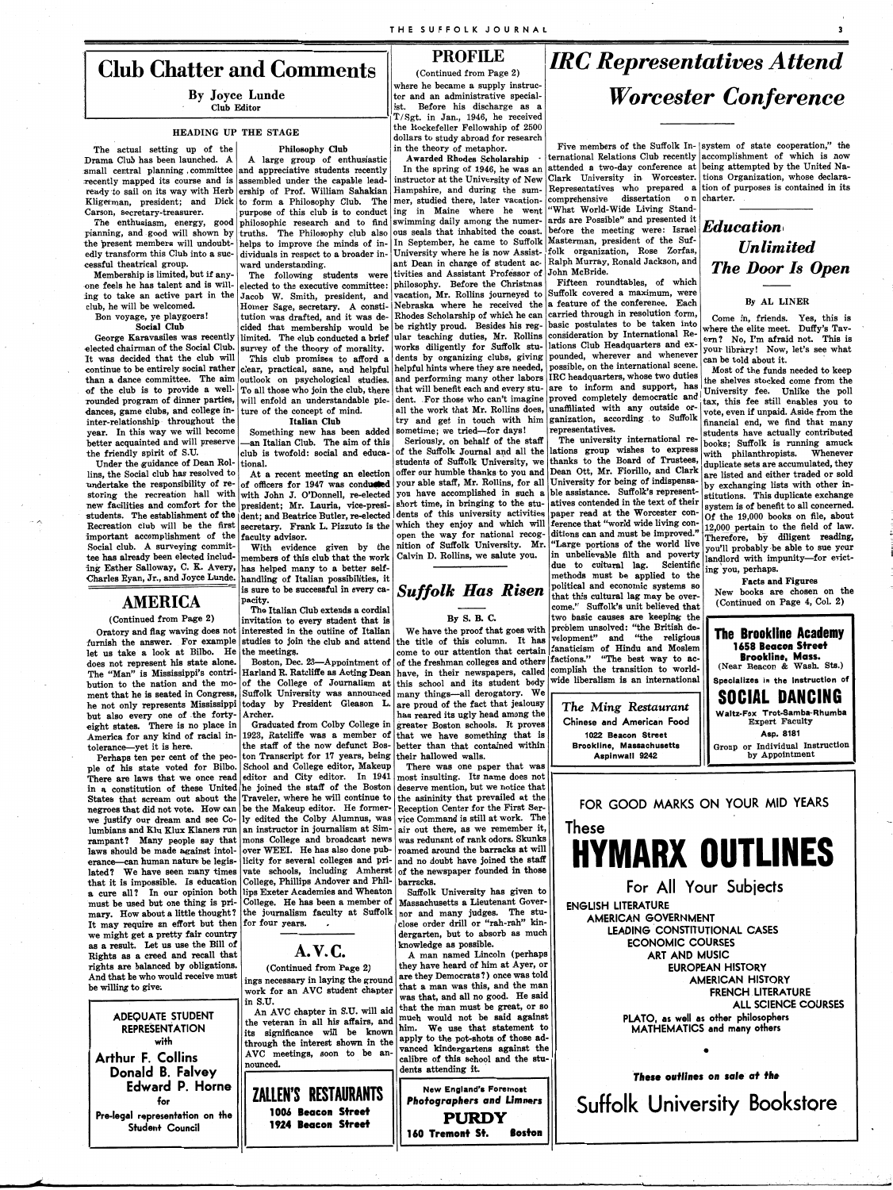# Club Chatter and Comments

**By Joyce Lunde**
Club Editor

## HEADING UP THE STAGE

The actual setting up of the Drama Club has been launched. A small central planning committee recently mapped its course and is ready to sail on its way with Herb Kligerman, president; and Dick Carson, secretary-treasurer.

The enthusiasm, energy, good planning, and good will shown by the present members will undoubtedly transform this Club into a successful theatrical group.

Membership is limited, but if anyone feels he has talent and is willing to take an active part in the club, he will be welcomed.

Bon voyage, ye playgoers!

### Social Club

George Karavasiles was recently elected chairman of the Social Club. It was decided that the club will continue to be entirely social rather than a dance committee. The aim of the club is to provide a well-rounded program of dinner parties, dances, game clubs, and college inter-relationship throughout the year. In this way we will become better acquainted and will preserve the friendly spirit of S.U.

Under the guidance of Dean Rollins, the Social club has resolved to undertake the responsibility of restoring the recreation hall with new facilities and comfort for the students. The establishment of the Recreation club will be the first important accomplishment of the Social club. A surveying committee has already been elected including Esther Salloway, C. K. Avery, Charles Ryan, Jr., and Joyce Lunde.

### Philosophy Club

A large group of enthusiastic and appreciative students recently assembled under the capable leadership of Prof. William Sahakian to form a Philosophy Club. The purpose of this club is to conduct philosophic research and to find truths. The Philosophy club also helps to improve the minds of individuals in respect to a broader inward understanding.

The following students were elected to the executive committee: Jacob W. Smith, president, and Homer Sage, secretary. A constitution was drafted, and it was decided that membership would be limited. The club conducted a brief survey of the theory of morality.

This club promises to afford a clear, practical, sane, and helpful outlook on psychological studies. To all those who join the club, there will enfold an understandable picture of the concept of mind.

### Italian Club

Something new has been added — an Italian Club. The aim of this club is twofold: social and educational.

At a recent meeting an election of officers for 1947 was conducted with John J. O'Donnell, re-elected president; Mr. Lauria, vice-president; and Beatrice Butler, re-elected secretary. Frank L. Pizzuto is the faculty advisor.

With evidence given by the members of this club that the work has helped many to a better self-handling of Italian possibilities, it is sure to be successful in every capacity.

The Italian Club extends a cordial invitation to every student that is interested in the outline of Italian studies to join the club and attend the meetings.

Boston, Dec. 28—Appointment of Harland R. Ratcliffe as Acting Dean of the College of Journalism at Suffolk University was announced today by President Gleason L. Archer.

Graduated from Colby College in 1923, Ratcliffe was a member of the staff of the now defunct Boston Transcript for 17 years, being School and College editor, Makeup editor and City editor. In 1941 he joined the staff of the Boston Traveler, where he will continue to be the Makeup editor. He formerly edited the Colby Alumnus, was an instructor in journalism at Simmons College and broadcast news over WEEI. He has also done publicity for several colleges and private schools, including Amherst College, Phillips Andover and Phillips Exeter Academies and Wheaton College. He has been a member of the journalism faculty at Suffolk for four years.

# AMERICA

(Continued from Page 2)

Oratory and flag waving does not furnish the answer. For example let us take a look at Bilbo. He does not represent his state alone. The "Man" is Mississippi's contribution to the nation and the moment that he is seated in Congress, he not only represents Mississippi but also every one of the forty-eight states. There is no place in America for any kind of racial intolerance—yet it is here.

Perhaps ten per cent of the people of his state voted for Bilbo. There are laws that we once read in a constitution of these United States that scream out about the negroes that did not vote. How can we justify our dream and see Columbians and Klu Klux Klaners run rampant? Many people say that laws should be made against intolerance—can human nature be legislated? We have seen many times that it is impossible. Is education a cure all? In our opinion both must be used but one thing is primary. How about a little thought? It may require an effort but then we might get a pretty fair country as a result. Let us use the Bill of Rights as a creed and recall that rights are balanced by obligations. And that he who would receive must be willing to give.

---

ADEQUATE STUDENT REPRESENTATION
with
**Arthur F. Collins**
**Donald B. Falvey**
**Edward P. Horne**
for
Pre-legal representation on the Student Council

---

# PROFILE

(Continued from Page 2)

where he became a supply instructor and an administrative specialist. Before his discharge as a T/Sgt. in Jan., 1946, he received the Rockefeller Fellowship of 2500 dollars to study abroad for research in the theory of metaphor.

**Awarded Rhodes Scholarship**

In the spring of 1946, he was an instructor at the University of New Hampshire, and during the summer, studied there, later vacationing in Maine where he went swimming daily among the numerous seals that inhabited the coast. In September, he came to Suffolk University where he is now Assistant Dean in charge of student activities and Assistant Professor of philosophy. Before the Christmas vacation, Mr. Rollins journeyed to Nebraska where he received the Rhodes Scholarship of which he can be rightly proud. Besides his regular teaching duties, Mr. Rollins works diligently for Suffolk students by organizing clubs, giving helpful hints where they are needed, and performing many other labors that will benefit each and every student. For those who can't imagine all the work that Mr. Rollins does, try and get in touch with him sometime; we tried—for days!

Seriously, on behalf of the staff of the Suffolk Journal and all the students of Suffolk University, we offer our humble thanks to you and your able staff, Mr. Rollins, for all you have accomplished in such a short time, in bringing to the students of this university activities which they enjoy and which will open the way for national recognition of Suffolk University. Mr. Calvin D. Rollins, we salute you.

# A.V.C.

(Continued from Page 2)

ings necessary in laying the ground work for an AVC student chapter in S.U.

An AVC chapter in S.U. will aid the veteran in all his affairs, and its significance will be known through the interest shown in the AVC meetings, soon to be announced.

---

**ZALLEN'S RESTAURANTS**
1006 Beacon Street
1924 Beacon Street

---

# *Suffolk Has Risen*

By S. B. C.

We have the proof that goes with the title of this column. It has come to our attention that certain of the freshman colleges and others have, in their newspapers, called this school and its student body many things—all derogatory. We are proud of the fact that jealousy has reared its ugly head among the greater Boston schools. It proves that we have something that is better than that contained within their hallowed walls.

There was one paper that was most insulting. Its name does not deserve mention, but we notice that the asininity that prevailed at the Reception Center for the First Service Command is still at work. The air out there, as we remember it, was redunant of rank odors. Skunks roamed around the barracks at will and no doubt have joined the staff of the newspaper founded in those barracks.

Suffolk University has given to Massachusetts a Lieutenant Governor and many judges. The stu- close order drill or "rah-rah" kindergarten, but to absorb as much knowledge as possible.

A man named Lincoln (perhaps they have heard of him at Ayer, or are they Democrats?) once was told that a man was this, and the man was that, and all no good. He said that the man must be great, or so much would not be said against him. We use that statement to apply to the pot-shots of those advanced kindergartens against the calibre of this school and the students attending it.

---

New England's Foremost
*Photographers and Limners*
**PURDY**
160 Tremont St. Boston

---

# *IRC Representatives Attend Worcester Conference*

Five members of the Suffolk International Relations Club recently attended a two-day conference at Clark University in Worcester. Representatives who prepared a comprehensive dissertation on "What World-Wide Living Standards are Possible" and presented it before the meeting were: Israel Masterman, president of the Suffolk organization, Rose Zorfas, Ralph Murray, Ronald Jackson, and John McBride.

Fifteen roundtables, of which Suffolk covered a maximum, were a feature of the conference. Each carried through in resolution form, basic postulates to be taken into consideration by International Relations Club Headquarters and expounded, wherever and whenever possible, on the international scene. IRC headquarters, whose two duties are to inform and support, has proved completely democratic and unaffiliated with any outside organization, according to Suffolk representatives.

The university international relations group wishes to express thanks to the Board of Trustees, Dean Ott, Mr. Fiorillo, and Clark University for being of indispensable assistance. Suffolk's representatives contended in the text of their paper read at the Worcester conference that "world wide living conditions can and must be improved." "Large portions of the world live in unbelievable filth and poverty due to cultural lag. Scientific methods must be applied to the political and economic systems so that this cultural lag may be overcome." Suffolk's unit believed that two basic causes are keeping the problem unsolved: "the British development" and "the religious fanaticism of Hindu and Moslem factions." "The best way to accomplish the transition to world-wide liberalism is an international system of state cooperation," the accomplishment of which is now being attempted by the United Nations Organization, whose declaration of purposes is contained in its charter.

---

*The Ming Restaurant*
Chinese and American Food
1022 Beacon Street
Brookline, Massachusetts
Aspinwall 9242

---

# *Education Unlimited The Door Is Open*

By AL LINER

Come in, friends. Yes, this is where the elite meet. Duffy's Tavern? No, I'm afraid not. This is your library! Now, let's see what can be told about it.

Most of the funds needed to keep the shelves stocked come from the University fee. Unlike the poll tax, this fee still enables you to vote, even if unpaid. Aside from the financial end, we find that many students have actually contributed books; Suffolk is running amuck with philanthropists. Whenever duplicate sets are accumulated, they are listed and either traded or sold by exchanging lists with other institutions. This duplicate exchange system is of benefit to all concerned. Of the 19,000 books on file, about 12,000 pertain to the field of law. Therefore, by diligent reading, you'll probably be able to sue your landlord with impunity—for evicting you, perhaps.

**Facts and Figures**

New books are chosen on the

(Continued on Page 4, Col. 2)

---

**The Brookline Academy**
1658 Beacon Street
Brookline, Mass.
(Near Beacon & Wash. Sts.)
Specializes in the Instruction of
**SOCIAL DANCING**
Waltz-Fox Trot-Samba-Rhumba
Expert Faculty
Asp. 8181
Group or Individual Instruction by Appointment

---

FOR GOOD MARKS ON YOUR MID YEARS

These

**HYMARX OUTLINES**

For All Your Subjects

ENGLISH LITERATURE
AMERICAN GOVERNMENT
LEADING CONSTITUTIONAL CASES
ECONOMIC COURSES
ART AND MUSIC
EUROPEAN HISTORY
AMERICAN HISTORY
FRENCH LITERATURE
ALL SCIENCE COURSES
PLATO, as well as other philosophers
MATHEMATICS and many others

*These outlines on sale at the*

**Suffolk University Bookstore**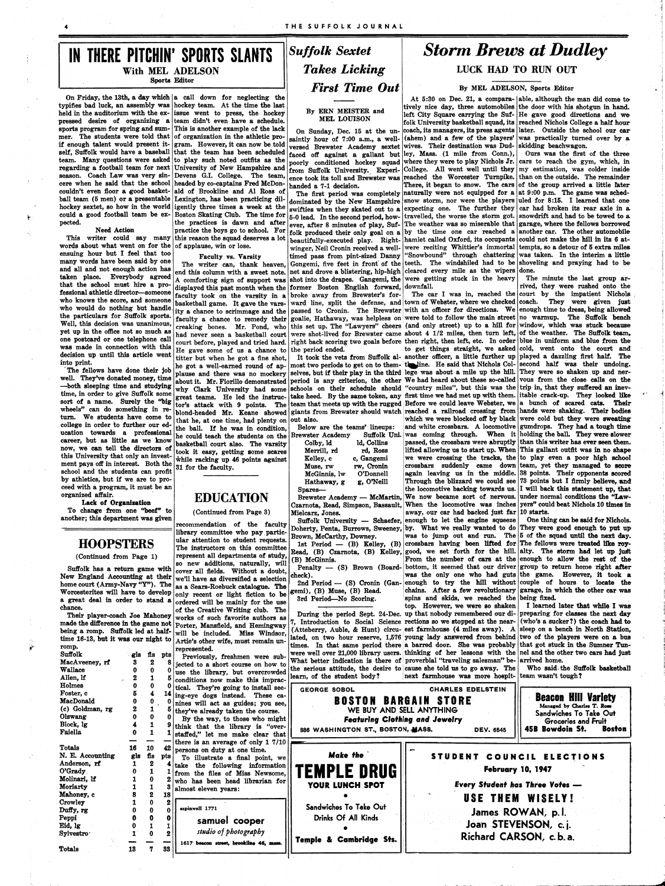# IN THERE PITCHIN' SPORTS SLANTS

**With MEL ADELSON**
Sports Editor

On Friday, the 13th, a day which typifies bad luck, an assembly was held in the auditorium with the expressed desire of organizing a sports program for spring and summer. The students were told that if enough talent would present itself, Suffolk would have a baseball team. Many questions were asked regarding a football team for next season. Coach Law was very sincere when he said that the school couldn't even floor a good basketball team (5 men) or a presentable hockey sextet, so how in the world could a good football team be expected.

### Need Action

This writer could say many words about what went on for the ensuing hour but I feel that too many words have been said by one and all and not enough action has taken place. Everybody agreed that the school must hire a professional athletic director—someone who knows the score, and someone who would do nothing but handle the particulars for Suffolk sports. Well, this decision was unanimous, yet up in the office not so much as one postcard or one telephone call was made in connection with this decision up until this article went into print.

The fellows have done their job well. They've donated money, time—both sleeping time and studying time, in order to give Suffolk some sort of a name. Surely the "big wheels" can do something in return. We students have come to college in order to further our education towards a professional career, but as little as we know now, we can tell the directors of this University that only an investment pays off in interest. Both the school and the students can profit by athletics, but if we are to proceed with a program, it must be an organized affair.

### Lack of Organization

To change from one "beef" to another; this department was given a call down for neglecting the hockey team. At the time the last issue went to press, the hockey team didn't even have a schedule. This is another example of the lack of organization in the athletic program. However, it can now be told that the team has been scheduled to play such noted outfits as the University of New Hampshire and Devens G.I. College. The team, headed by co-captains Fred McDonald of Brookline and Al Ross of Lexington, has been practicing diligently three times a week at the Boston Skating Club. The time for practice the boys go to school. For the practices is dawn and after this reason the squad deserves a lot of applause, win or lose.

### Faculty vs. Varsity

The writer can, thank heaven, end this column with a sweet note. A comforting sign of support was displayed this past month when the faculty took on the varsity in a basketball game. It gave the varsity a chance to scrimmage and the faculty a chance to remedy their creaking bones. Mr. Pond, who had never seen a basketball court before, played and tried hard. He gave some of us a chance to titter but when he got a fine shot, he got a well-earned round of applause and there was no mockery about it. Mr. Fiorillo demonstrated why Clark University had some great teams. He led the instructor's attack with 9 points. The blond-headed Mr. Keane showed that he, at one time, had plenty on the ball. If he was in condition, he could teach the students on the basketball court also. The varsity took it easy, getting some scares while racking up 46 points against 31 for the faculty.

## HOOPSTERS

(Continued from Page 1)

Suffolk has a return game with New England Accounting at their home court (Army-Navy "Y"). The Worcesterites will have to develop a great deal in order to stand a chance.

Their player-coach Joe Mahoney made the difference in the game not being a romp. Suffolk led at halftime 16-13, but it was our night to romp.

| Suffolk | gls | fls | pts |
|---|---|---|---|
| MacAveeney, rf | 3 | 2 | 8 |
| Wallace | 0 | 0 | 0 |
| Allen, lf | 2 | 1 | 5 |
| Holmes | 0 | 0 | 0 |
| Foster, c | 5 | 4 | 14 |
| MacDonald | 0 | 0 | 0 |
| (c) Goldman, rg | 2 | 1 | 5 |
| Olswang | 0 | 0 | 0 |
| Block, lg | 4 | 1 | 9 |
| Faiella | 0 | 1 | 1 |
| Totals | 16 | 10 | 42 |

| N. E. Accounting | gls | fls | pts |
|---|---|---|---|
| Anderson, rf | 1 | 2 | 4 |
| O'Grady | 0 | 1 | 1 |
| Molinari, lf | 1 | 0 | 2 |
| Moriarty | 1 | 1 | 3 |
| Mahoney, c | 8 | 2 | 18 |
| Crowley | 1 | 0 | 2 |
| Duffy, rg | 0 | 0 | 0 |
| Peppi | 0 | 0 | 0 |
| Eid, lg | 0 | 1 | 1 |
| Sylvestro | 1 | 0 | 2 |
| Totals | 13 | 7 | 33 |

## EDUCATION

(Continued from Page 3)

recommendation of the faculty library committee who pay particular attention to student requests. The instructors on this committee represent all departments of study, so new additions, naturally, will cover all fields. Without a doubt, we'll have as diversified a selection as a Sears-Roebuck catalogue. The only recent or light fiction to be ordered will be mainly for the use of the Creative Writing club. The works of such favorite authors as Porter, Mansfield, and Hemingway will be included. Miss Windsor, Artie's other wife, must remain unrepresented.

Previously, freshmen were subjected to a short course on how to use the library, but overcrowded conditions now make this impractical. They're going to install seeing-eye dogs instead. These canines will act as guides; you see, they've already taken the course.

By the way, to those who might think that the library is "overstaffed," let me make clear that there is an average of only 1 7/10 persons on duty at one time.

To illustrate a final point, we take the following information from the files of Miss Newsome, who has been head librarian for almost eleven years:

# Suffolk Sextet Takes Licking First Time Out

By ERN MEISTER and MEL LOUISON

On Sunday, Dec. 15 at the unsaintly hour of 7:00 a.m., a well-versed Brewster Academy sextet faced off against a gallant but poorly conditioned hockey squad from Suffolk University. Experience took its toll and Brewster was handed a 7-1 decision.

The first period was completely dominated by the New Hampshire swifties when they skated out to a 5-0 lead. In the second period, however, after 8 minutes of play, Suffolk produced their only goal on a beautifully-executed play. Right-winger, Neil Cronin received a well-timed pass from pint-sized Danny Gongemi, five feet in front of the net and drove a blistering, hip-high shot into the drapes. Gangemi, the former Boston English forward, broke away from Brewster's forward line, split the defense, and passed to Cronin. The Brewster goalie, Hathaway, was helpless on this set up. The "Lawyers" cheers were shot-lived for Brewster came right back scoring two goals before the period ended.

It took the vets from Suffolk almost two periods to get on to themselves, but if their play in the third period is any criterion, the other schools on their schedule should take heed. By the same token, any team that meets up with the rugged giants from Brewster should watch out also.

Below are the teams' lineups:

| Brewster Academy | | Suffolk Uni. |
|---|---|---|
| Colby, ld | ld, | Collins |
| Merrill, rd | rd, | Ross |
| Kelley, c | c, | Gangemi |
| Muse, rw | rw, | Cronin |
| McGinnis, lw | | O'Donnell |
| Hathaway, g | g, | O'Neill |

Spares—

Brewster Academy — McMartin, Czarnota, Read, Simpson, Bassault, Mielcarz, Jones.

Suffolk University — Schaefer, Doherty, Penta, Burrows, Sweeney, Brown, McCarthy, Downey.

1st Period — (B) Kelley, (B) Read, (B) Czarnota, (B) Kelley, (B) McGinnis.

Penalty — (S) Brown (Boardcheck).

2nd Period — (S) Cronin (Gangemi), (B) Muse, (B) Read.

3rd Period—No Scoring.

During the period Sept. 24-Dec. 7, Introduction to Social Science (Atteberry, Auble, & Hunt) circulated, on two hour reserve, 1,576 times. In that same period there were well over 21,000 library users. What better indication is there of the serious attitude, the desire to learn, of the student body?

# Storm Brews at Dudley

## LUCK HAD TO RUN OUT

By MEL ADELSON, Sports Editor

At 5:30 on Dec. 21, a comparatively nice day, three automobiles left City Square carrying the Suffolk University basketball squad, its coach, its managers, its press agents (ahem) and a few of the players' wives. Their destination was Dudley, Mass. (1 mile from Conn.), where they were to play Nichols Jr. College. All went well until they reached the Worcester Turnpike. There, it began to snow. The cars naturally were not equipped for a snow storm, nor were the players expecting one. The further they travelled, the worse the storm got. The weather was so miserable that by the time one car reached a hamlet called Oxford, its occupants were reciting Whittier's immortal "Snowbound" through chattering teeth. The windshield had to be cleared every mile as the wipers were getting stuck in the heavy downfall.

The car I was in, reached the town of Webster, where we checked with an officer for directions. We were told to follow the main street (and only street) up to a hill for about 4 1/2 miles, then turn left, then right, then left, etc. In order to get things straight, we asked another officer, a little further up the line. He said that Nichols College was about a mile up the hill. We had heard about these so-called "country miles", but this was the first time we had met up with them. Before we could leave Webster, we reached a railroad crossing from which we were blocked off by black and white crossbars. A locomotive was coming through. When it passed, the crossbars were abruptly lifted allowing us to start up. When we were crossing the tracks, the crossbars suddenly came down again leaving us in the middle. Through the blizzard we could see the locomotive backing towards us. We now became sort of nervous. When the locomotive was inches away, our car had backed just far enough to let the engine squeeze by. What we really wanted to do was to jump out and run. The crossbars having been lifted for good, we set forth for the hill. From the number of cars at the bottom, it seemed that our driver was the only one who had guts enough to try the hill without chains. After a few revolutionary spins and skids, we reached the top. However, we were so shaken up that nobody remembered our directions so we stopped at the nearest farmhouse (4 miles away). A young lady answered from behind a barred door. She was probably thinking of her lessons with the proverbial "traveling salesman" because she told us to go away. The next farmhouse was more hospitable, although the man did come to the door with his shotgun in hand. He gave good directions and we reached Nichols College a half hour later. Outside the school our car was practically turned over by a skidding beachwagon.

Ours was the first of the three cars to reach the gym, which, in my estimation, was colder inside than on the outside. The remainder of the group arrived a little later at 9:00 p.m. The game was scheduled for 8:15. I learned that one car had broken its rear axle in a snowdrift and had to be towed to a garage, where the fellows borrowed another car. The other automobile could not make the hill in its 6 attempts, so a detour of 5 extra miles was taken. In the interim a little shoveling and praying had to be done.

The minute the last group arrived, they were rushed onto the court by the impatient Nichols coach. They were given just enough time to dress, being allowed no warmup. The Suffolk bench window, which was stuck because of the weather. The Suffolk team, blue in uniform and blue from the cold, went onto the court and played a dazzling first half. The second half was their undoing. They were so shaken up and nervous from the close calls on the trip in, that they suffered an inevitable crack-up. They looked like a bunch of scared cats. Their hands were shaking. Their bodies were cold but they were sweating gumdrops. They had a tough time holding the ball. They were slower than this writer has ever seen them. This gallant outfit was in no shape to play even a poor high school team, yet they managed to score 38 points. Their opponents scored 73 points but I firmly believe, and I will back this statement up, that under normal conditions the "Lawyers" could beat Nichols 10 times in 10 starts.

One thing can be said for Nichols. They were good enough to put up 5 of the squad until the next day. The fellows were treated like royalty. The storm had let up just enough to allow the rest of the group to return home right after the game. However, it took a couple of hours to locate the garage, in which the other car was being fixed.

I learned later that while I was preparing for classes the next day (who's a sucker?) the coach had to sleep on a bench in North Station, two of the players were on a bus that got stuck in the Sumner Tunnel and the other two cars had just arrived home.

Who said the Suffolk basketball team wasn't tough?

---

GEORGE SOBOL — CHARLES EDELSTEIN

**BOSTON BARGAIN STORE**

WE BUY AND SELL ANYTHING

*Featuring Clothing and Jewelry*

886 WASHINGTON ST., BOSTON, MASS. — DEV. 6545

---

**Beacon Hill Variety**

Managed by Charles T. Ross

Sandwiches To Take Out

Groceries and Fruit

45B Bowdoin St. Boston

---

*Make the*

**TEMPLE DRUG**

YOUR LUNCH SPOT

Sandwiches To Take Out

Drinks Of All Kinds

Temple & Cambridge Sts.

---

aspinwall 1771

samuel cooper

*studio of photography*

1617 beacon street, brookline 46, mass.

---

**STUDENT COUNCIL ELECTIONS**

**February 10, 1947**

*Every Student has Three Votes —*

**USE THEM WISELY!**

James ROWAN, p.l.

Joan STEVENSON, c.j.

Richard CARSON, c.b.a.